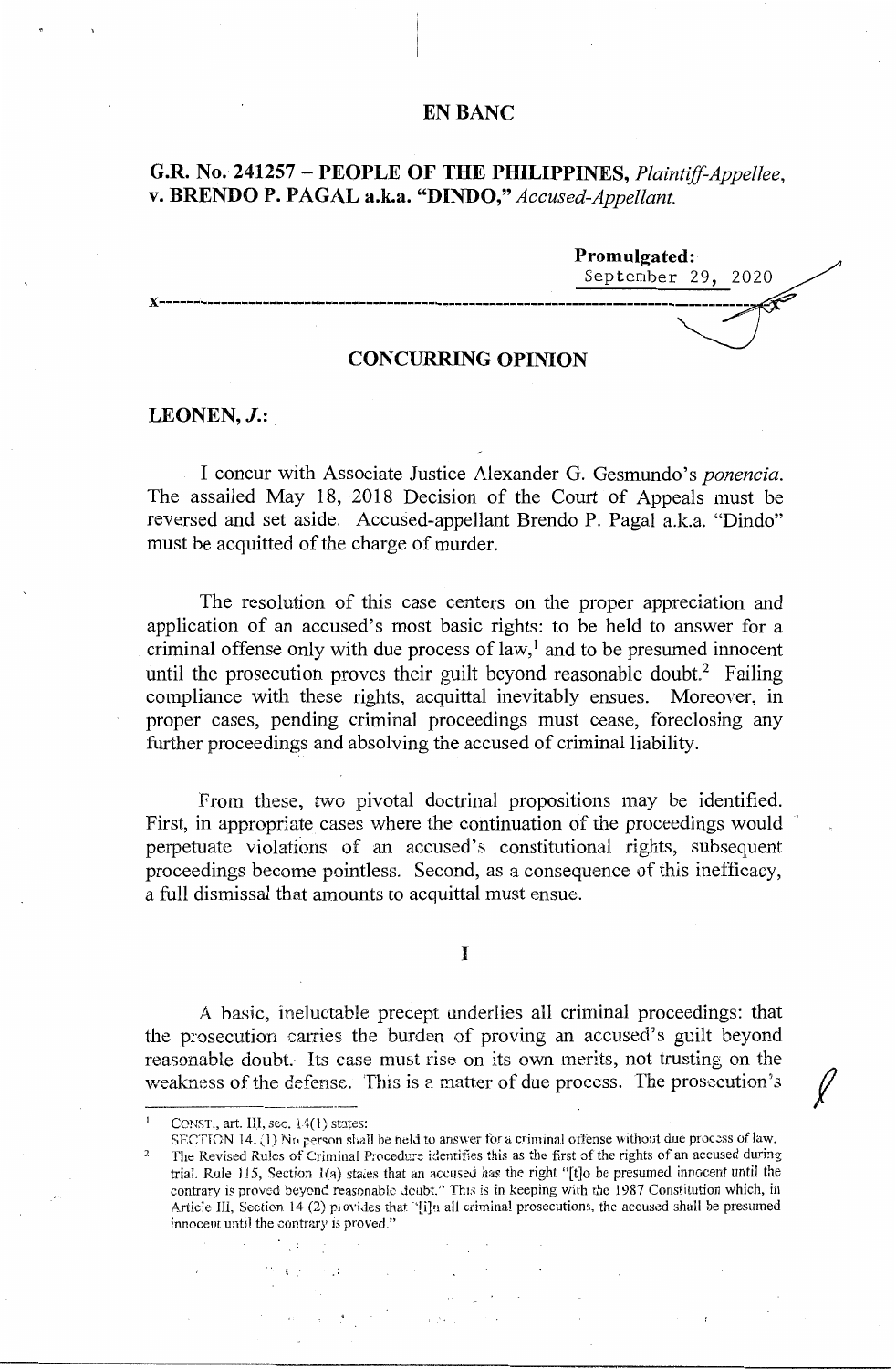# EN BANC

**G.R. No. 241257 – PEOPLE OF THE PHILIPPINES,** *Plaintiff-Appellee,* **v. BRENDO P. PAGAL a.k.a. "DINDO,"** *Accused-Appellant.*

**Promulgated:**
September 29, 2020

x-----------------------------------------------------------------------------------------x

## CONCURRING OPINION

**LEONEN, *J.*:**

I concur with Associate Justice Alexander G. Gesmundo's *ponencia*. The assailed May 18, 2018 Decision of the Court of Appeals must be reversed and set aside. Accused-appellant Brendo P. Pagal a.k.a. "Dindo" must be acquitted of the charge of murder.

The resolution of this case centers on the proper appreciation and application of an accused's most basic rights: to be held to answer for a criminal offense only with due process of law,[1] and to be presumed innocent until the prosecution proves their guilt beyond reasonable doubt.[2] Failing compliance with these rights, acquittal inevitably ensues. Moreover, in proper cases, pending criminal proceedings must cease, foreclosing any further proceedings and absolving the accused of criminal liability.

From these, two pivotal doctrinal propositions may be identified. First, in appropriate cases where the continuation of the proceedings would perpetuate violations of an accused's constitutional rights, subsequent proceedings become pointless. Second, as a consequence of this inefficacy, a full dismissal that amounts to acquittal must ensue.

## I

A basic, ineluctable precept underlies all criminal proceedings: that the prosecution carries the burden of proving an accused's guilt beyond reasonable doubt. Its case must rise on its own merits, not trusting on the weakness of the defense. This is a matter of due process. The prosecution's

---

[1] CONST., art. III, sec. 14(1) states:
SECTION 14. (1) No person shall be held to answer for a criminal offense without due process of law.

[2] The Revised Rules of Criminal Procedure identifies this as the first of the rights of an accused during trial. Rule 115, Section 1(a) states that an accused has the right "[t]o be presumed innocent until the contrary is proved beyond reasonable doubt." This is in keeping with the 1987 Constitution which, in Article III, Section 14 (2) provides that "[i]n all criminal prosecutions, the accused shall be presumed innocent until the contrary is proved."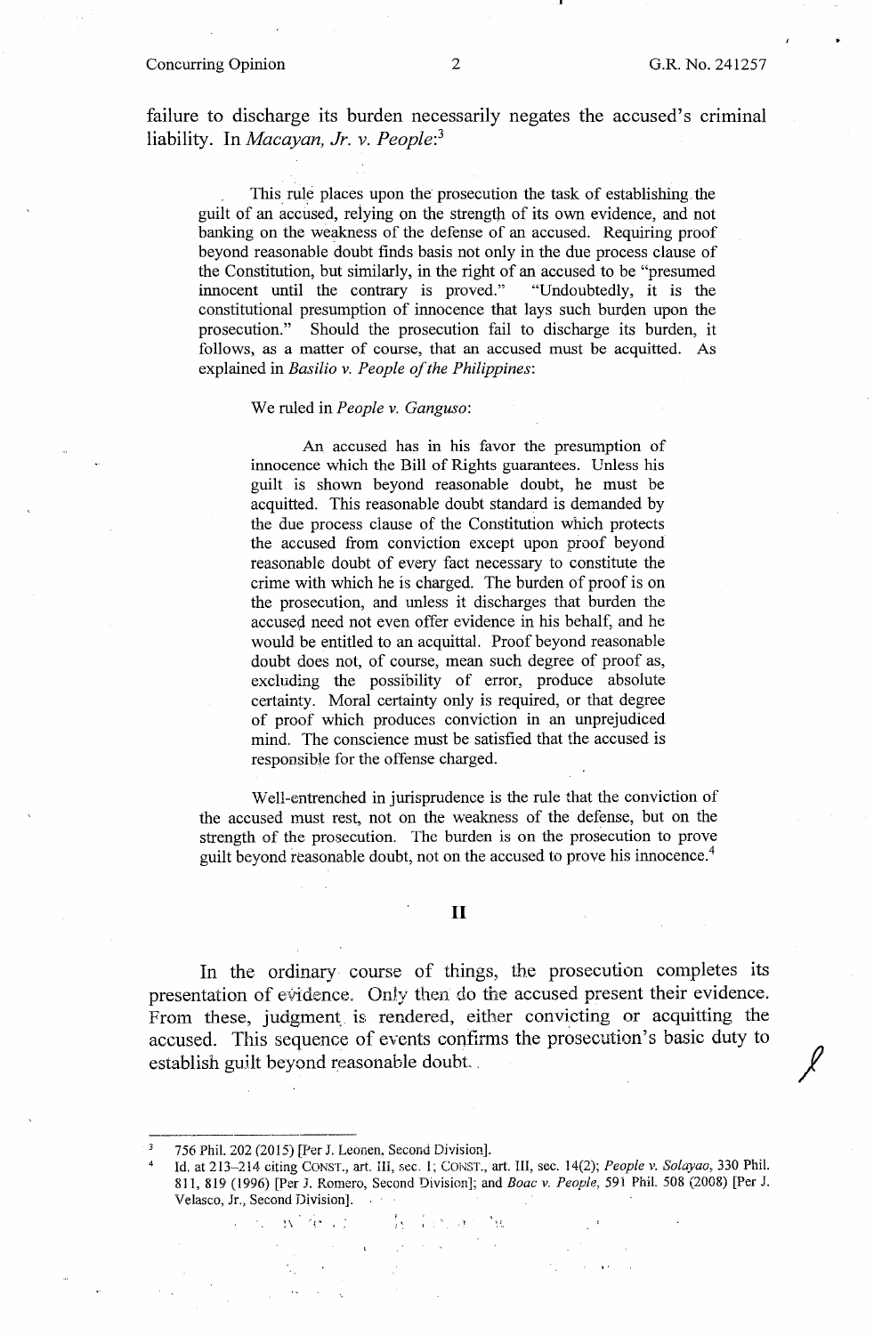failure to discharge its burden necessarily negates the accused's criminal liability. In *Macayan, Jr. v. People*:[3]

> This rule places upon the prosecution the task of establishing the guilt of an accused, relying on the strength of its own evidence, and not banking on the weakness of the defense of an accused. Requiring proof beyond reasonable doubt finds basis not only in the due process clause of the Constitution, but similarly, in the right of an accused to be "presumed innocent until the contrary is proved." "Undoubtedly, it is the constitutional presumption of innocence that lays such burden upon the prosecution." Should the prosecution fail to discharge its burden, it follows, as a matter of course, that an accused must be acquitted. As explained in *Basilio v. People of the Philippines*:
>
> We ruled in *People v. Ganguso*:
>
>> An accused has in his favor the presumption of innocence which the Bill of Rights guarantees. Unless his guilt is shown beyond reasonable doubt, he must be acquitted. This reasonable doubt standard is demanded by the due process clause of the Constitution which protects the accused from conviction except upon proof beyond reasonable doubt of every fact necessary to constitute the crime with which he is charged. The burden of proof is on the prosecution, and unless it discharges that burden the accused need not even offer evidence in his behalf, and he would be entitled to an acquittal. Proof beyond reasonable doubt does not, of course, mean such degree of proof as, excluding the possibility of error, produce absolute certainty. Moral certainty only is required, or that degree of proof which produces conviction in an unprejudiced mind. The conscience must be satisfied that the accused is responsible for the offense charged.
>
> Well-entrenched in jurisprudence is the rule that the conviction of the accused must rest, not on the weakness of the defense, but on the strength of the prosecution. The burden is on the prosecution to prove guilt beyond reasonable doubt, not on the accused to prove his innocence.[4]

## II

In the ordinary course of things, the prosecution completes its presentation of evidence. Only then do the accused present their evidence. From these, judgment is rendered, either convicting or acquitting the accused. This sequence of events confirms the prosecution's basic duty to establish guilt beyond reasonable doubt.

---

[3] 756 Phil. 202 (2015) [Per J. Leonen, Second Division].

[4] Id. at 213–214 citing CONST., art. III, sec. 1; CONST., art. III, sec. 14(2); *People v. Solayao*, 330 Phil. 811, 819 (1996) [Per J. Romero, Second Division]; and *Boac v. People*, 591 Phil. 508 (2008) [Per J. Velasco, Jr., Second Division].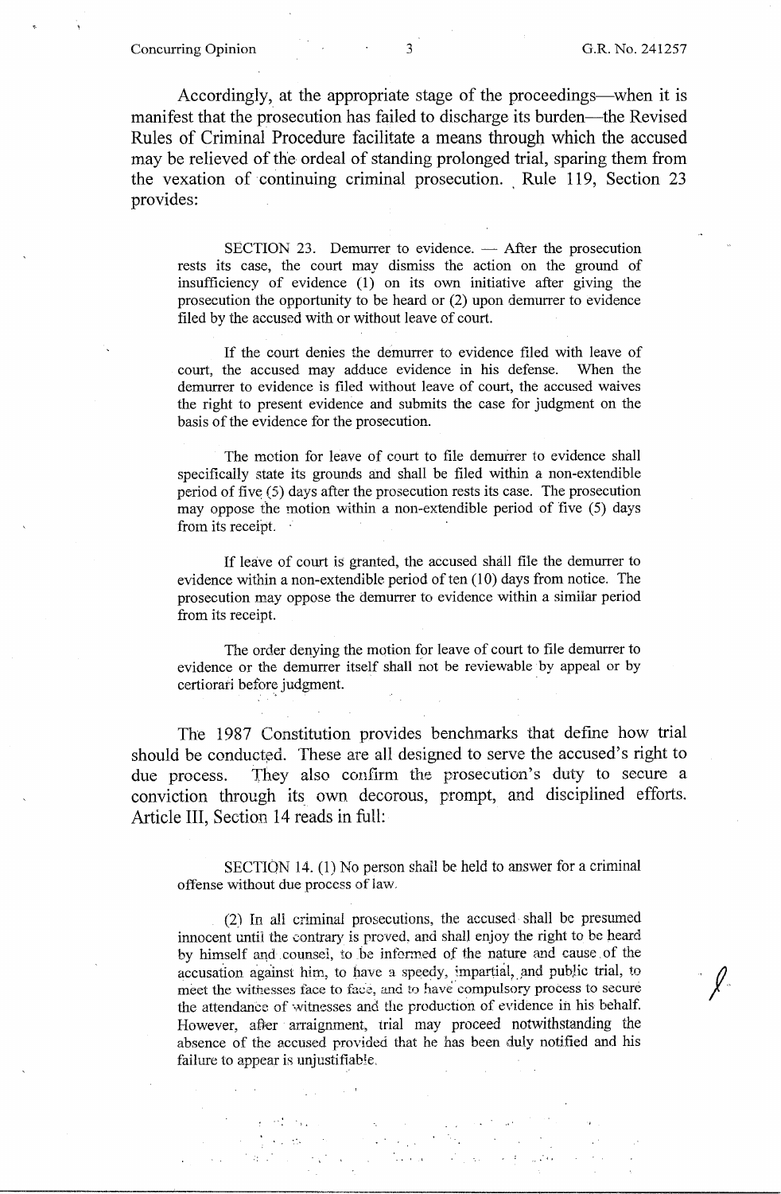Accordingly, at the appropriate stage of the proceedings—when it is manifest that the prosecution has failed to discharge its burden—the Revised Rules of Criminal Procedure facilitate a means through which the accused may be relieved of the ordeal of standing prolonged trial, sparing them from the vexation of continuing criminal prosecution. Rule 119, Section 23 provides:

> SECTION 23. Demurrer to evidence. — After the prosecution rests its case, the court may dismiss the action on the ground of insufficiency of evidence (1) on its own initiative after giving the prosecution the opportunity to be heard or (2) upon demurrer to evidence filed by the accused with or without leave of court.
>
> If the court denies the demurrer to evidence filed with leave of court, the accused may adduce evidence in his defense. When the demurrer to evidence is filed without leave of court, the accused waives the right to present evidence and submits the case for judgment on the basis of the evidence for the prosecution.
>
> The motion for leave of court to file demurrer to evidence shall specifically state its grounds and shall be filed within a non-extendible period of five (5) days after the prosecution rests its case. The prosecution may oppose the motion within a non-extendible period of five (5) days from its receipt.
>
> If leave of court is granted, the accused shall file the demurrer to evidence within a non-extendible period of ten (10) days from notice. The prosecution may oppose the demurrer to evidence within a similar period from its receipt.
>
> The order denying the motion for leave of court to file demurrer to evidence or the demurrer itself shall not be reviewable by appeal or by certiorari before judgment.

The 1987 Constitution provides benchmarks that define how trial should be conducted. These are all designed to serve the accused's right to due process. They also confirm the prosecution's duty to secure a conviction through its own decorous, prompt, and disciplined efforts. Article III, Section 14 reads in full:

> SECTION 14. (1) No person shall be held to answer for a criminal offense without due process of law.
>
> (2) In all criminal prosecutions, the accused shall be presumed innocent until the contrary is proved, and shall enjoy the right to be heard by himself and counsel, to be informed of the nature and cause of the accusation against him, to have a speedy, impartial, and public trial, to meet the witnesses face to face, and to have compulsory process to secure the attendance of witnesses and the production of evidence in his behalf. However, after arraignment, trial may proceed notwithstanding the absence of the accused provided that he has been duly notified and his failure to appear is unjustifiable.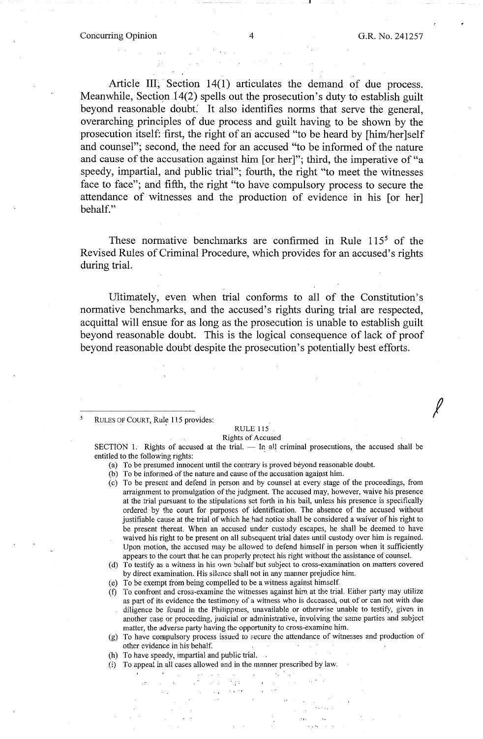Article III, Section 14(1) articulates the demand of due process. Meanwhile, Section 14(2) spells out the prosecution's duty to establish guilt beyond reasonable doubt. It also identifies norms that serve the general, overarching principles of due process and guilt having to be shown by the prosecution itself: first, the right of an accused "to be heard by [him/her]self and counsel"; second, the need for an accused "to be informed of the nature and cause of the accusation against him [or her]"; third, the imperative of "a speedy, impartial, and public trial"; fourth, the right "to meet the witnesses face to face"; and fifth, the right "to have compulsory process to secure the attendance of witnesses and the production of evidence in his [or her] behalf."

These normative benchmarks are confirmed in Rule 115[5] of the Revised Rules of Criminal Procedure, which provides for an accused's rights during trial.

Ultimately, even when trial conforms to all of the Constitution's normative benchmarks, and the accused's rights during trial are respected, acquittal will ensue for as long as the prosecution is unable to establish guilt beyond reasonable doubt. This is the logical consequence of lack of proof beyond reasonable doubt despite the prosecution's potentially best efforts.

---

[5] RULES OF COURT, Rule 115 provides:

RULE 115
Rights of Accused

SECTION 1. Rights of accused at the trial. — In all criminal prosecutions, the accused shall be entitled to the following rights:

(a) To be presumed innocent until the contrary is proved beyond reasonable doubt.
(b) To be informed of the nature and cause of the accusation against him.
(c) To be present and defend in person and by counsel at every stage of the proceedings, from arraignment to promulgation of the judgment. The accused may, however, waive his presence at the trial pursuant to the stipulations set forth in his bail, unless his presence is specifically ordered by the court for purposes of identification. The absence of the accused without justifiable cause at the trial of which he had notice shall be considered a waiver of his right to be present thereat. When an accused under custody escapes, he shall be deemed to have waived his right to be present on all subsequent trial dates until custody over him is regained. Upon motion, the accused may be allowed to defend himself in person when it sufficiently appears to the court that he can properly protect his right without the assistance of counsel.
(d) To testify as a witness in his own behalf but subject to cross-examination on matters covered by direct examination. His silence shall not in any manner prejudice him.
(e) To be exempt from being compelled to be a witness against himself.
(f) To confront and cross-examine the witnesses against him at the trial. Either party may utilize as part of its evidence the testimony of a witness who is deceased, out of or can not with due diligence be found in the Philippines, unavailable or otherwise unable to testify, given in another case or proceeding, judicial or administrative, involving the same parties and subject matter, the adverse party having the opportunity to cross-examine him.
(g) To have compulsory process issued to secure the attendance of witnesses and production of other evidence in his behalf.
(h) To have speedy, impartial and public trial.
(i) To appeal in all cases allowed and in the manner prescribed by law.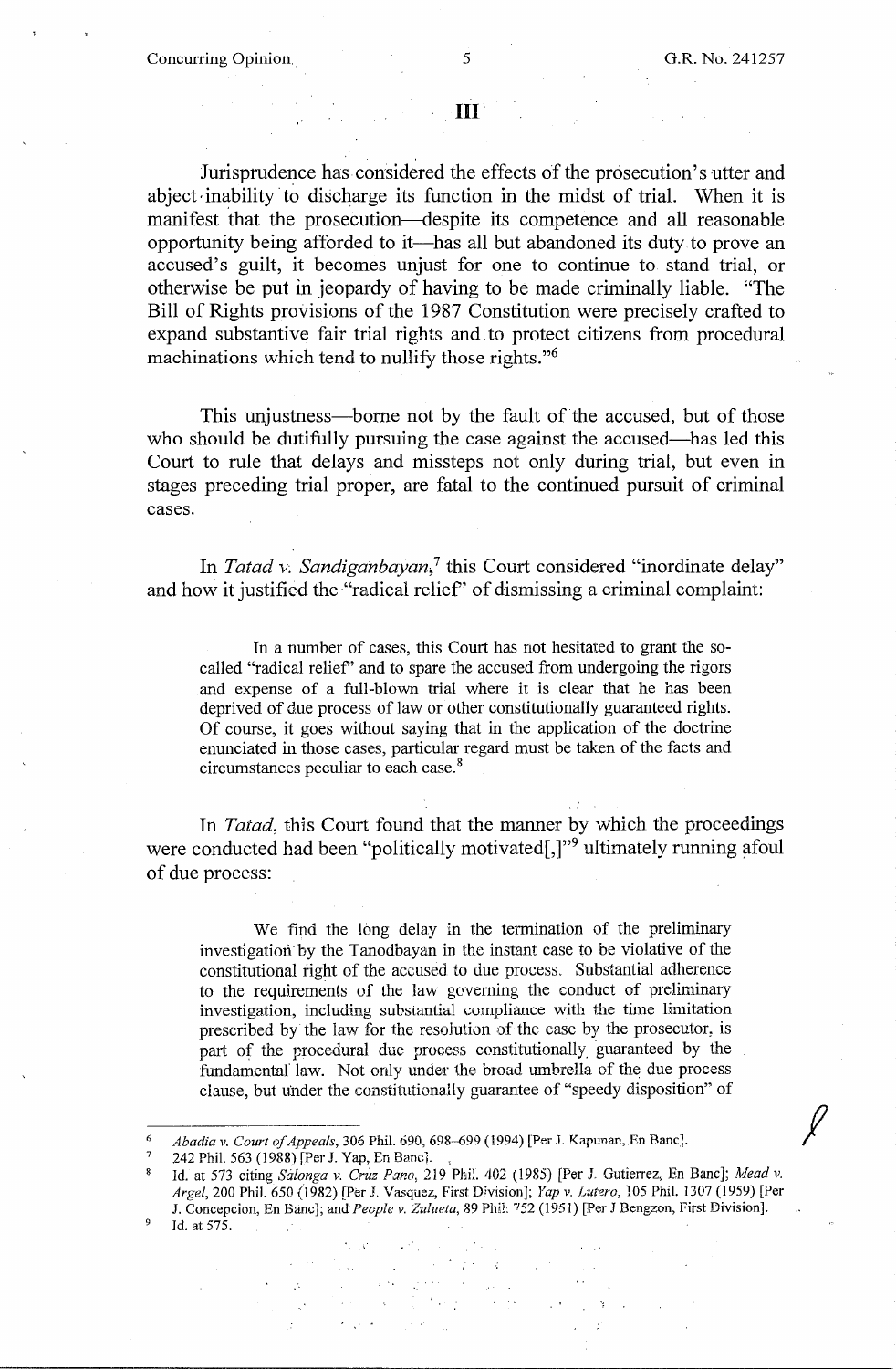## III

Jurisprudence has considered the effects of the prosecution's utter and abject inability to discharge its function in the midst of trial. When it is manifest that the prosecution—despite its competence and all reasonable opportunity being afforded to it—has all but abandoned its duty to prove an accused's guilt, it becomes unjust for one to continue to stand trial, or otherwise be put in jeopardy of having to be made criminally liable. "The Bill of Rights provisions of the 1987 Constitution were precisely crafted to expand substantive fair trial rights and to protect citizens from procedural machinations which tend to nullify those rights."[6]

This unjustness—borne not by the fault of the accused, but of those who should be dutifully pursuing the case against the accused—has led this Court to rule that delays and missteps not only during trial, but even in stages preceding trial proper, are fatal to the continued pursuit of criminal cases.

In *Tatad v. Sandiganbayan*,[7] this Court considered "inordinate delay" and how it justified the "radical relief" of dismissing a criminal complaint:

> In a number of cases, this Court has not hesitated to grant the so-called "radical relief" and to spare the accused from undergoing the rigors and expense of a full-blown trial where it is clear that he has been deprived of due process of law or other constitutionally guaranteed rights. Of course, it goes without saying that in the application of the doctrine enunciated in those cases, particular regard must be taken of the facts and circumstances peculiar to each case.[8]

In *Tatad*, this Court found that the manner by which the proceedings were conducted had been "politically motivated[,]"[9] ultimately running afoul of due process:

> We find the long delay in the termination of the preliminary investigation by the Tanodbayan in the instant case to be violative of the constitutional right of the accused to due process. Substantial adherence to the requirements of the law governing the conduct of preliminary investigation, including substantial compliance with the time limitation prescribed by the law for the resolution of the case by the prosecutor, is part of the procedural due process constitutionally guaranteed by the fundamental law. Not only under the broad umbrella of the due process clause, but under the constitutionally guarantee of "speedy disposition" of

---

[6] *Abadia v. Court of Appeals*, 306 Phil. 690, 698–699 (1994) [Per J. Kapunan, En Banc].

[7] 242 Phil. 563 (1988) [Per J. Yap, En Banc].

[8] Id. at 573 citing *Salonga v. Cruz Pano*, 219 Phil. 402 (1985) [Per J. Gutierrez, En Banc]; *Mead v. Argel*, 200 Phil. 650 (1982) [Per J. Vasquez, First Division]; *Yap v. Lutero*, 105 Phil. 1307 (1959) [Per J. Concepcion, En Banc]; and *People v. Zulueta*, 89 Phil. 752 (1951) [Per J Bengzon, First Division].

[9] Id. at 575.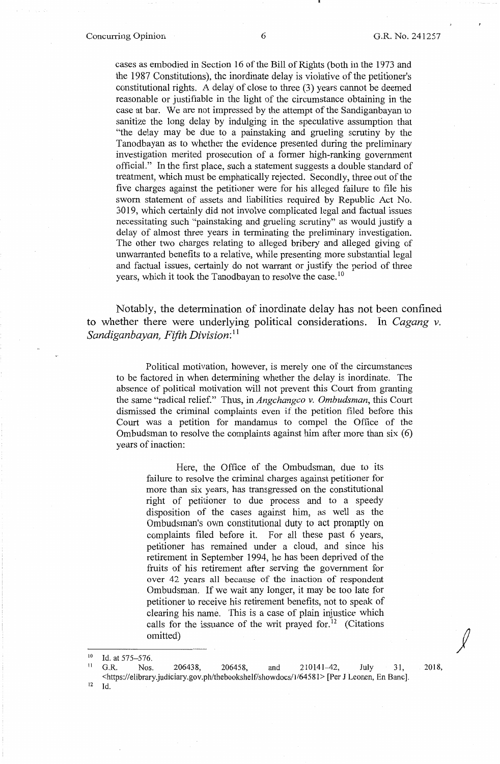> cases as embodied in Section 16 of the Bill of Rights (both in the 1973 and the 1987 Constitutions), the inordinate delay is violative of the petitioner's constitutional rights. A delay of close to three (3) years cannot be deemed reasonable or justifiable in the light of the circumstance obtaining in the case at bar. We are not impressed by the attempt of the Sandiganbayan to sanitize the long delay by indulging in the speculative assumption that "the delay may be due to a painstaking and grueling scrutiny by the Tanodbayan as to whether the evidence presented during the preliminary investigation merited prosecution of a former high-ranking government official." In the first place, such a statement suggests a double standard of treatment, which must be emphatically rejected. Secondly, three out of the five charges against the petitioner were for his alleged failure to file his sworn statement of assets and liabilities required by Republic Act No. 3019, which certainly did not involve complicated legal and factual issues necessitating such "painstaking and grueling scrutiny" as would justify a delay of almost three years in terminating the preliminary investigation. The other two charges relating to alleged bribery and alleged giving of unwarranted benefits to a relative, while presenting more substantial legal and factual issues, certainly do not warrant or justify the period of three years, which it took the Tanodbayan to resolve the case.[10]

Notably, the determination of inordinate delay has not been confined to whether there were underlying political considerations. In *Cagang v. Sandiganbayan, Fifth Division*:[11]

> Political motivation, however, is merely one of the circumstances to be factored in when determining whether the delay is inordinate. The absence of political motivation will not prevent this Court from granting the same "radical relief." Thus, in *Angchangco v. Ombudsman*, this Court dismissed the criminal complaints even if the petition filed before this Court was a petition for mandamus to compel the Office of the Ombudsman to resolve the complaints against him after more than six (6) years of inaction:
>
> > Here, the Office of the Ombudsman, due to its failure to resolve the criminal charges against petitioner for more than six years, has transgressed on the constitutional right of petitioner to due process and to a speedy disposition of the cases against him, as well as the Ombudsman's own constitutional duty to act promptly on complaints filed before it. For all these past 6 years, petitioner has remained under a cloud, and since his retirement in September 1994, he has been deprived of the fruits of his retirement after serving the government for over 42 years all because of the inaction of respondent Ombudsman. If we wait any longer, it may be too late for petitioner to receive his retirement benefits, not to speak of clearing his name. This is a case of plain injustice which calls for the issuance of the writ prayed for.[12] (Citations omitted)

---

[10] Id. at 575–576.

[11] G.R. Nos. 206438, 206458, and 210141–42, July 31, 2018, <https://elibrary.judiciary.gov.ph/thebookshelf/showdocs/1/64581> [Per J Leonen, En Banc].

[12] Id.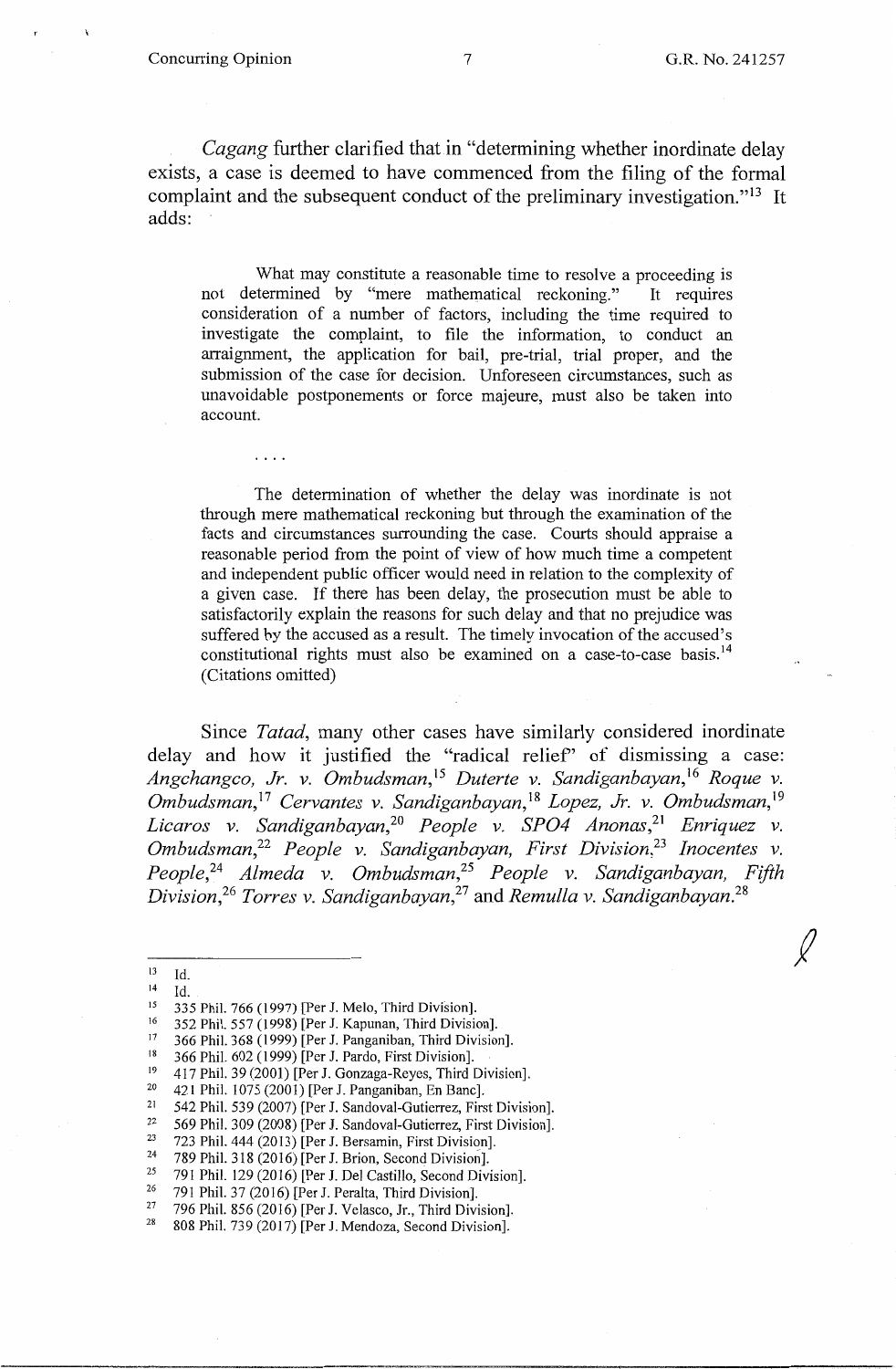*Cagang* further clarified that in "determining whether inordinate delay exists, a case is deemed to have commenced from the filing of the formal complaint and the subsequent conduct of the preliminary investigation."[13] It adds:

> What may constitute a reasonable time to resolve a proceeding is not determined by "mere mathematical reckoning." It requires consideration of a number of factors, including the time required to investigate the complaint, to file the information, to conduct an arraignment, the application for bail, pre-trial, trial proper, and the submission of the case for decision. Unforeseen circumstances, such as unavoidable postponements or force majeure, must also be taken into account.
>
> . . . .
>
> The determination of whether the delay was inordinate is not through mere mathematical reckoning but through the examination of the facts and circumstances surrounding the case. Courts should appraise a reasonable period from the point of view of how much time a competent and independent public officer would need in relation to the complexity of a given case. If there has been delay, the prosecution must be able to satisfactorily explain the reasons for such delay and that no prejudice was suffered by the accused as a result. The timely invocation of the accused's constitutional rights must also be examined on a case-to-case basis.[14] (Citations omitted)

Since *Tatad*, many other cases have similarly considered inordinate delay and how it justified the "radical relief" of dismissing a case: *Angchangco, Jr. v. Ombudsman*,[15] *Duterte v. Sandiganbayan*,[16] *Roque v. Ombudsman*,[17] *Cervantes v. Sandiganbayan*,[18] *Lopez, Jr. v. Ombudsman*,[19] *Licaros v. Sandiganbayan*,[20] *People v. SPO4 Anonas*,[21] *Enriquez v. Ombudsman*,[22] *People v. Sandiganbayan, First Division*,[23] *Inocentes v. People*,[24] *Almeda v. Ombudsman*,[25] *People v. Sandiganbayan, Fifth Division*,[26] *Torres v. Sandiganbayan*,[27] and *Remulla v. Sandiganbayan*.[28]

---

[13] Id.

[14] Id.

[15] 335 Phil. 766 (1997) [Per J. Melo, Third Division].

[16] 352 Phil. 557 (1998) [Per J. Kapunan, Third Division].

[17] 366 Phil. 368 (1999) [Per J. Panganiban, Third Division].

[18] 366 Phil. 602 (1999) [Per J. Pardo, First Division].

[19] 417 Phil. 39 (2001) [Per J. Gonzaga-Reyes, Third Division].

[20] 421 Phil. 1075 (2001) [Per J. Panganiban, En Banc].

[21] 542 Phil. 539 (2007) [Per J. Sandoval-Gutierrez, First Division].

[22] 569 Phil. 309 (2008) [Per J. Sandoval-Gutierrez, First Division].

[23] 723 Phil. 444 (2013) [Per J. Bersamin, First Division].

[24] 789 Phil. 318 (2016) [Per J. Brion, Second Division].

[25] 791 Phil. 129 (2016) [Per J. Del Castillo, Second Division].

[26] 791 Phil. 37 (2016) [Per J. Peralta, Third Division].

[27] 796 Phil. 856 (2016) [Per J. Velasco, Jr., Third Division].

[28] 808 Phil. 739 (2017) [Per J. Mendoza, Second Division].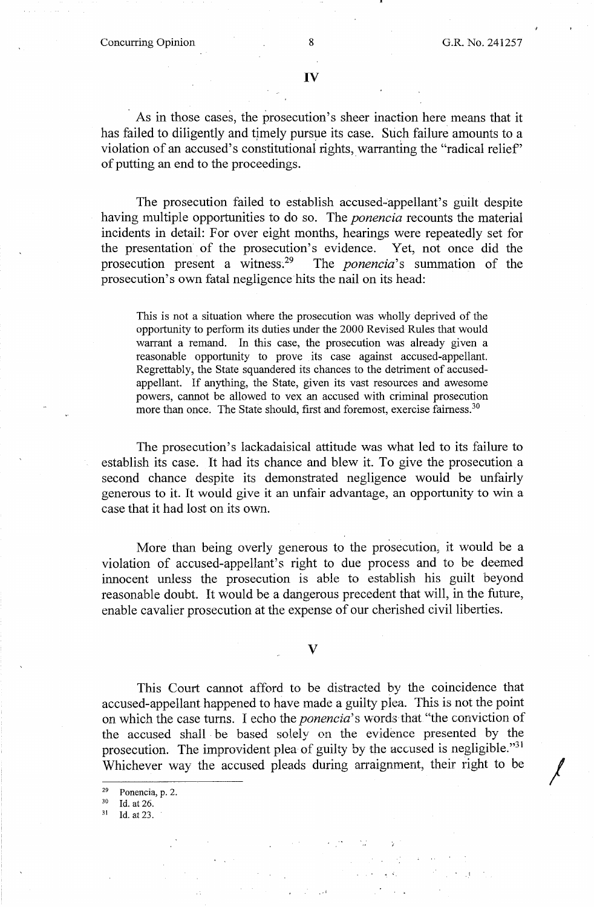## IV

As in those cases, the prosecution's sheer inaction here means that it has failed to diligently and timely pursue its case. Such failure amounts to a violation of an accused's constitutional rights, warranting the "radical relief" of putting an end to the proceedings.

The prosecution failed to establish accused-appellant's guilt despite having multiple opportunities to do so. The *ponencia* recounts the material incidents in detail: For over eight months, hearings were repeatedly set for the presentation of the prosecution's evidence. Yet, not once did the prosecution present a witness.[29] The *ponencia*'s summation of the prosecution's own fatal negligence hits the nail on its head:

> This is not a situation where the prosecution was wholly deprived of the opportunity to perform its duties under the 2000 Revised Rules that would warrant a remand. In this case, the prosecution was already given a reasonable opportunity to prove its case against accused-appellant. Regrettably, the State squandered its chances to the detriment of accused-appellant. If anything, the State, given its vast resources and awesome powers, cannot be allowed to vex an accused with criminal prosecution more than once. The State should, first and foremost, exercise fairness.[30]

The prosecution's lackadaisical attitude was what led to its failure to establish its case. It had its chance and blew it. To give the prosecution a second chance despite its demonstrated negligence would be unfairly generous to it. It would give it an unfair advantage, an opportunity to win a case that it had lost on its own.

More than being overly generous to the prosecution, it would be a violation of accused-appellant's right to due process and to be deemed innocent unless the prosecution is able to establish his guilt beyond reasonable doubt. It would be a dangerous precedent that will, in the future, enable cavalier prosecution at the expense of our cherished civil liberties.

## V

This Court cannot afford to be distracted by the coincidence that accused-appellant happened to have made a guilty plea. This is not the point on which the case turns. I echo the *ponencia*'s words that "the conviction of the accused shall be based solely on the evidence presented by the prosecution. The improvident plea of guilty by the accused is negligible."[31] Whichever way the accused pleads during arraignment, their right to be

---

[29] Ponencia, p. 2.

[30] Id. at 26.

[31] Id. at 23.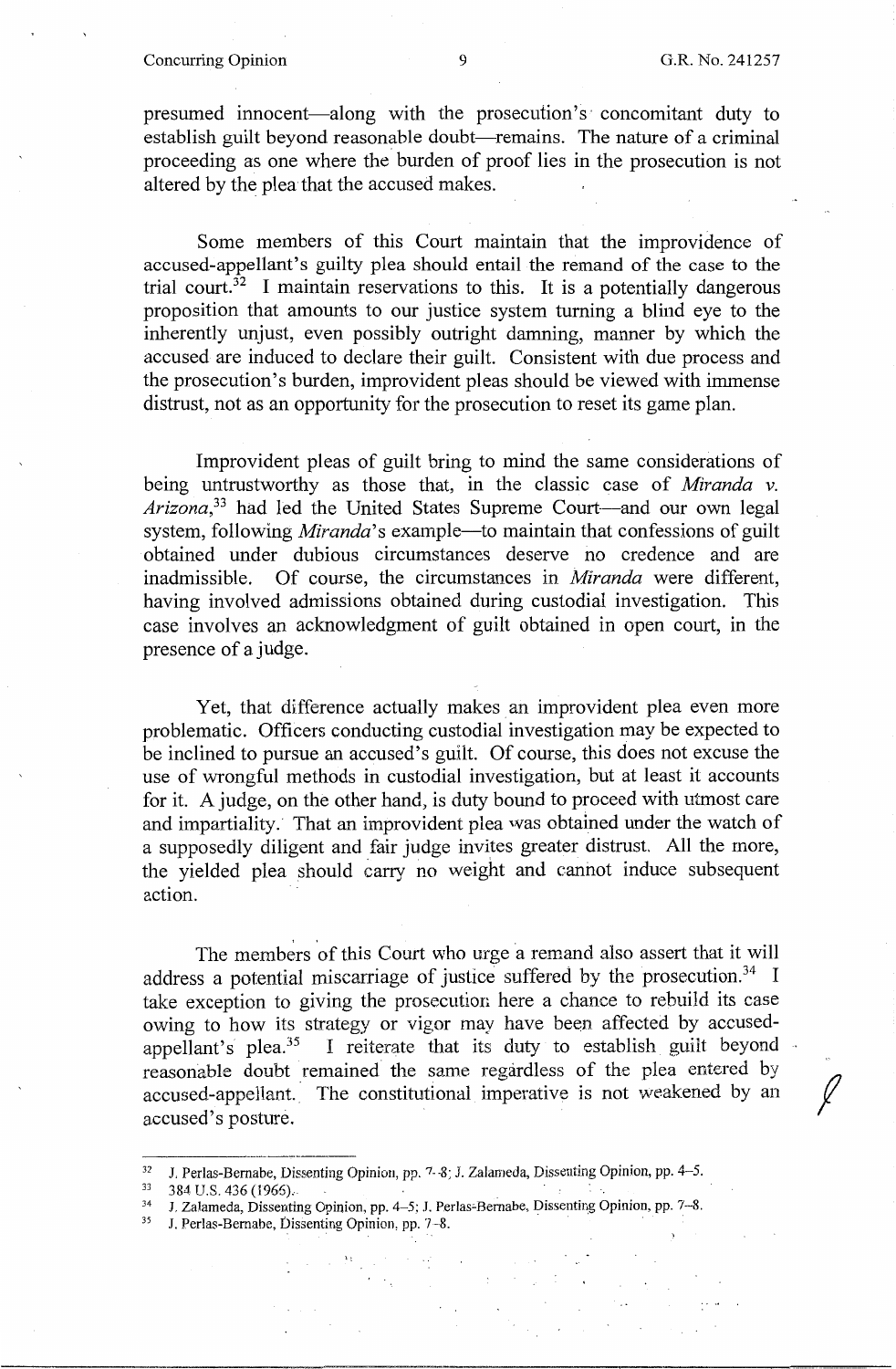presumed innocent—along with the prosecution's concomitant duty to establish guilt beyond reasonable doubt—remains. The nature of a criminal proceeding as one where the burden of proof lies in the prosecution is not altered by the plea that the accused makes.

Some members of this Court maintain that the improvidence of accused-appellant's guilty plea should entail the remand of the case to the trial court.[32] I maintain reservations to this. It is a potentially dangerous proposition that amounts to our justice system turning a blind eye to the inherently unjust, even possibly outright damning, manner by which the accused are induced to declare their guilt. Consistent with due process and the prosecution's burden, improvident pleas should be viewed with immense distrust, not as an opportunity for the prosecution to reset its game plan.

Improvident pleas of guilt bring to mind the same considerations of being untrustworthy as those that, in the classic case of *Miranda v. Arizona*,[33] had led the United States Supreme Court—and our own legal system, following *Miranda*'s example—to maintain that confessions of guilt obtained under dubious circumstances deserve no credence and are inadmissible. Of course, the circumstances in *Miranda* were different, having involved admissions obtained during custodial investigation. This case involves an acknowledgment of guilt obtained in open court, in the presence of a judge.

Yet, that difference actually makes an improvident plea even more problematic. Officers conducting custodial investigation may be expected to be inclined to pursue an accused's guilt. Of course, this does not excuse the use of wrongful methods in custodial investigation, but at least it accounts for it. A judge, on the other hand, is duty bound to proceed with utmost care and impartiality. That an improvident plea was obtained under the watch of a supposedly diligent and fair judge invites greater distrust. All the more, the yielded plea should carry no weight and cannot induce subsequent action.

The members of this Court who urge a remand also assert that it will address a potential miscarriage of justice suffered by the prosecution.[34] I take exception to giving the prosecution here a chance to rebuild its case owing to how its strategy or vigor may have been affected by accused-appellant's plea.[35] I reiterate that its duty to establish guilt beyond reasonable doubt remained the same regardless of the plea entered by accused-appellant. The constitutional imperative is not weakened by an accused's posture.

---

[32] J. Perlas-Bernabe, Dissenting Opinion, pp. 7–8; J. Zalameda, Dissenting Opinion, pp. 4–5.

[33] 384 U.S. 436 (1966).

[34] J. Zalameda, Dissenting Opinion, pp. 4–5; J. Perlas-Bernabe, Dissenting Opinion, pp. 7–8.

[35] J. Perlas-Bernabe, Dissenting Opinion, pp. 7–8.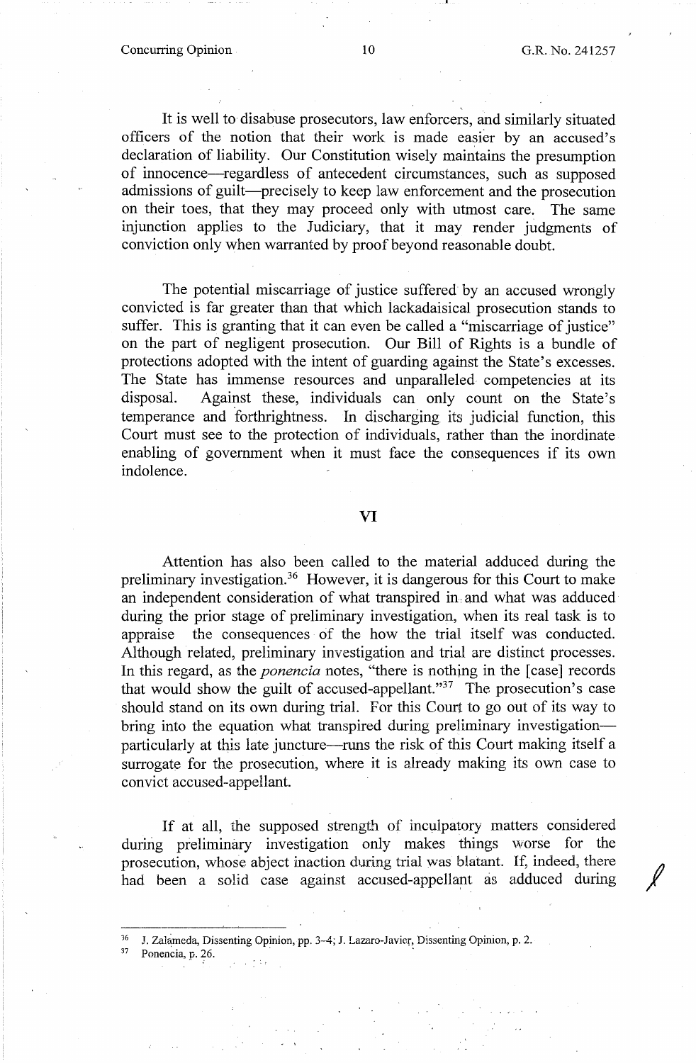It is well to disabuse prosecutors, law enforcers, and similarly situated officers of the notion that their work is made easier by an accused's declaration of liability. Our Constitution wisely maintains the presumption of innocence—regardless of antecedent circumstances, such as supposed admissions of guilt—precisely to keep law enforcement and the prosecution on their toes, that they may proceed only with utmost care. The same injunction applies to the Judiciary, that it may render judgments of conviction only when warranted by proof beyond reasonable doubt.

The potential miscarriage of justice suffered by an accused wrongly convicted is far greater than that which lackadaisical prosecution stands to suffer. This is granting that it can even be called a "miscarriage of justice" on the part of negligent prosecution. Our Bill of Rights is a bundle of protections adopted with the intent of guarding against the State's excesses. The State has immense resources and unparalleled competencies at its disposal. Against these, individuals can only count on the State's temperance and forthrightness. In discharging its judicial function, this Court must see to the protection of individuals, rather than the inordinate enabling of government when it must face the consequences if its own indolence.

## VI

Attention has also been called to the material adduced during the preliminary investigation.[36] However, it is dangerous for this Court to make an independent consideration of what transpired in and what was adduced during the prior stage of preliminary investigation, when its real task is to appraise the consequences of the how the trial itself was conducted. Although related, preliminary investigation and trial are distinct processes. In this regard, as the *ponencia* notes, "there is nothing in the [case] records that would show the guilt of accused-appellant."[37] The prosecution's case should stand on its own during trial. For this Court to go out of its way to bring into the equation what transpired during preliminary investigation—particularly at this late juncture—runs the risk of this Court making itself a surrogate for the prosecution, where it is already making its own case to convict accused-appellant.

If at all, the supposed strength of inculpatory matters considered during preliminary investigation only makes things worse for the prosecution, whose abject inaction during trial was blatant. If, indeed, there had been a solid case against accused-appellant as adduced during

---

[36] J. Zalameda, Dissenting Opinion, pp. 3–4; J. Lazaro-Javier, Dissenting Opinion, p. 2.

[37] Ponencia, p. 26.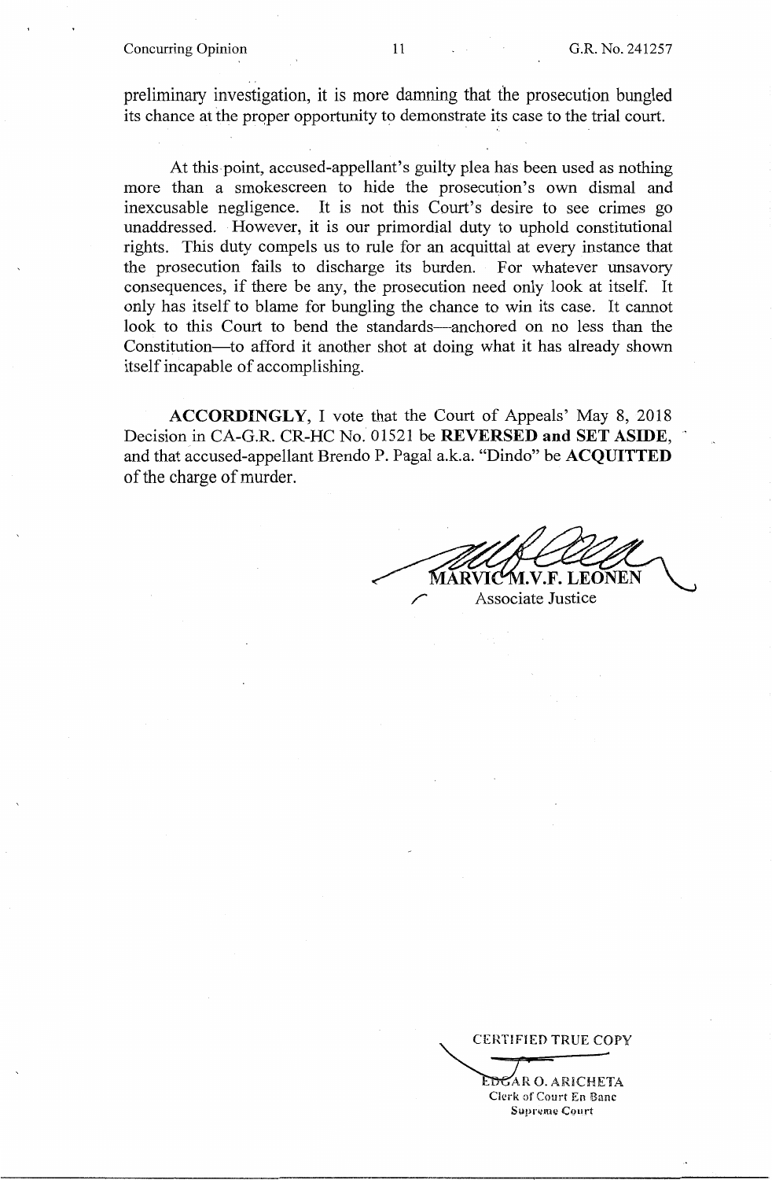preliminary investigation, it is more damning that the prosecution bungled its chance at the proper opportunity to demonstrate its case to the trial court.

At this point, accused-appellant's guilty plea has been used as nothing more than a smokescreen to hide the prosecution's own dismal and inexcusable negligence. It is not this Court's desire to see crimes go unaddressed. However, it is our primordial duty to uphold constitutional rights. This duty compels us to rule for an acquittal at every instance that the prosecution fails to discharge its burden. For whatever unsavory consequences, if there be any, the prosecution need only look at itself. It only has itself to blame for bungling the chance to win its case. It cannot look to this Court to bend the standards—anchored on no less than the Constitution—to afford it another shot at doing what it has already shown itself incapable of accomplishing.

**ACCORDINGLY**, I vote that the Court of Appeals' May 8, 2018 Decision in CA-G.R. CR-HC No. 01521 be **REVERSED and SET ASIDE**, and that accused-appellant Brendo P. Pagal a.k.a. "Dindo" be **ACQUITTED** of the charge of murder.

MARVIC M.V.F. LEONEN
Associate Justice

CERTIFIED TRUE COPY

EDGAR O. ARICHETA
Clerk of Court En Banc
Supreme Court